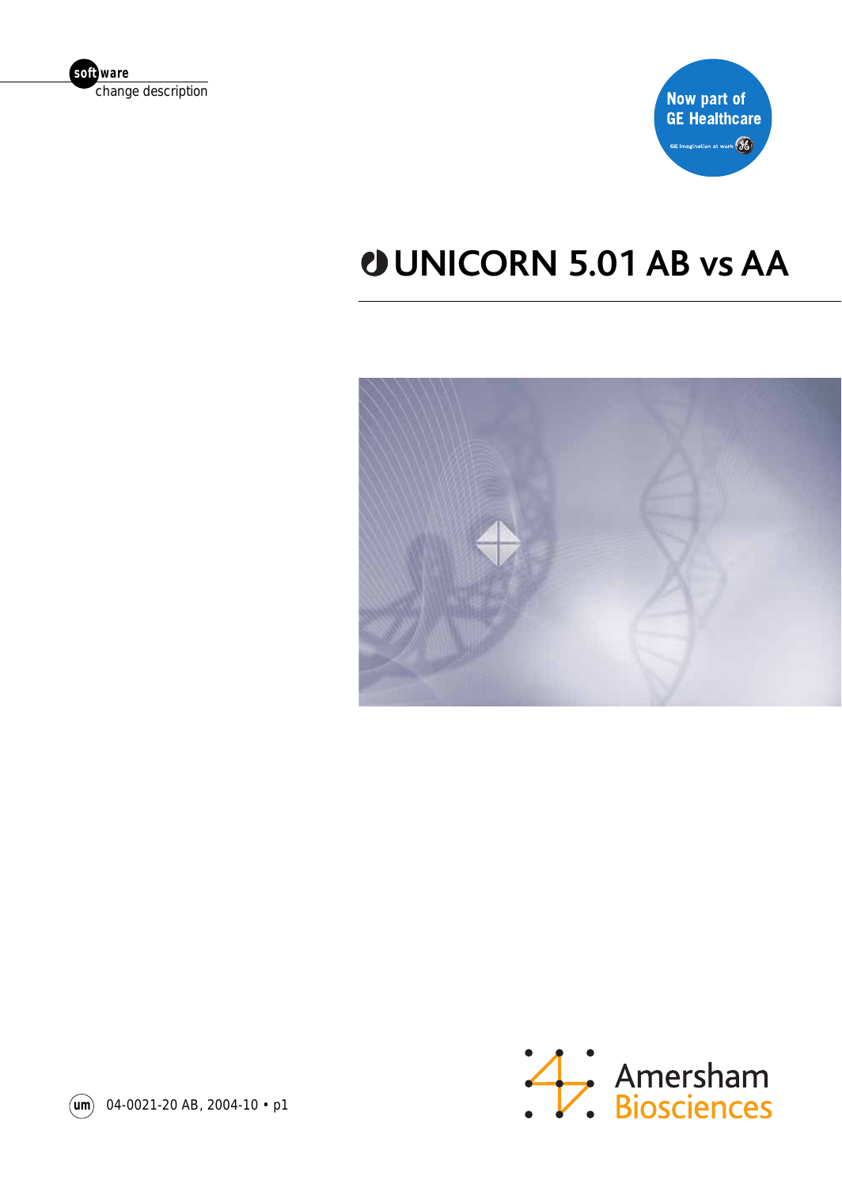software
change description

Now part of
GE Healthcare

# UNICORN 5.01 AB vs AA

04-0021-20 AB, 2004-10 • p1

Amersham
Biosciences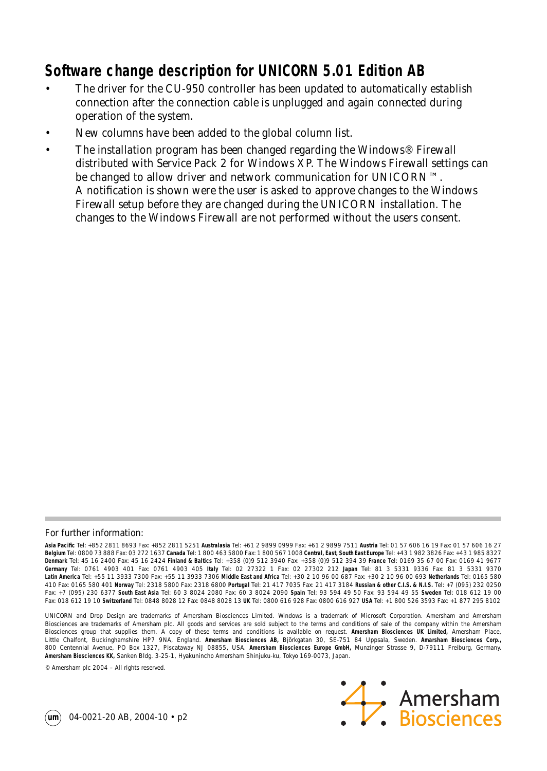## Software change description for UNICORN 5.01 Edition AB

- The driver for the CU-950 controller has been updated to automatically establish connection after the connection cable is unplugged and again connected during operation of the system.
- New columns have been added to the global column list.
- The installation program has been changed regarding the Windows® Firewall distributed with Service Pack 2 for Windows XP. The Windows Firewall settings can be changed to allow driver and network communication for UNICORN™. A notification is shown were the user is asked to approve changes to the Windows Firewall setup before they are changed during the UNICORN installation. The changes to the Windows Firewall are not performed without the users consent.

For further information:

**Asia Pacific** Tel: +852 2811 8693 Fax: +852 2811 5251 **Australasia** Tel: +61 2 9899 0999 Fax: +61 2 9899 7511 **Austria** Tel: 01 57 606 16 19 Fax: 01 57 606 16 27 **Belgium** Tel: 0800 73 888 Fax: 03 272 1637 **Canada** Tel: 1 800 463 5800 Fax: 1 800 567 1008 **Central, East, South East Europe** Tel: +43 1 982 3826 Fax: +43 1 985 8327 **Denmark** Tel: 45 16 2400 Fax: 45 16 2424 **Finland & Baltics** Tel: +358 (0)9 512 3940 Fax: +358 (0)9 512 394 39 **France** Tel: 0169 35 67 00 Fax: 0169 41 9677 **Germany** Tel: 0761 4903 401 Fax: 0761 4903 405 **Italy** Tel: 02 27322 1 Fax: 02 27302 212 **Japan** Tel: 81 3 5331 9336 Fax: 81 3 5331 9370 **Latin America** Tel: +55 11 3933 7300 Fax: +55 11 3933 7306 **Middle East and Africa** Tel: +30 2 10 96 00 687 Fax: +30 2 10 96 00 693 **Netherlands** Tel: 0165 580 410 Fax: 0165 580 401 **Norway** Tel: 2318 5800 Fax: 2318 6800 **Portugal** Tel: 21 417 7035 Fax: 21 417 3184 **Russian & other C.I.S. & N.I.S.** Tel: +7 (095) 232 0250 Fax: +7 (095) 230 6377 **South East Asia** Tel: 60 3 8024 2080 Fax: 60 3 8024 2090 **Spain** Tel: 93 594 49 50 Fax: 93 594 49 55 **Sweden** Tel: 018 612 19 00 Fax: 018 612 19 10 **Switzerland** Tel: 0848 8028 12 Fax: 0848 8028 13 **UK** Tel: 0800 616 928 Fax: 0800 616 927 **USA** Tel: +1 800 526 3593 Fax: +1 877 295 8102

UNICORN and Drop Design are trademarks of Amersham Biosciences Limited. Windows is a trademark of Microsoft Corporation. Amersham and Amersham Biosciences are trademarks of Amersham plc. All goods and services are sold subject to the terms and conditions of sale of the company within the Amersham Biosciences group that supplies them. A copy of these terms and conditions is available on request. **Amersham Biosciences UK Limited,** Amersham Place, Little Chalfont, Buckinghamshire HP7 9NA, England. **Amersham Biosciences AB,** Björkgatan 30, SE-751 84 Uppsala, Sweden. **Amersham Biosciences Corp.,** 800 Centennial Avenue, PO Box 1327, Piscataway NJ 08855, USA. **Amersham Biosciences Europe GmbH,** Munzinger Strasse 9, D-79111 Freiburg, Germany. **Amersham Biosciences KK,** Sanken Bldg. 3-25-1, Hyakunincho Amersham Shinjuku-ku, Tokyo 169-0073, Japan.

© Amersham plc 2004 – All rights reserved.

Amersham Biosciences

04-0021-20 AB, 2004-10